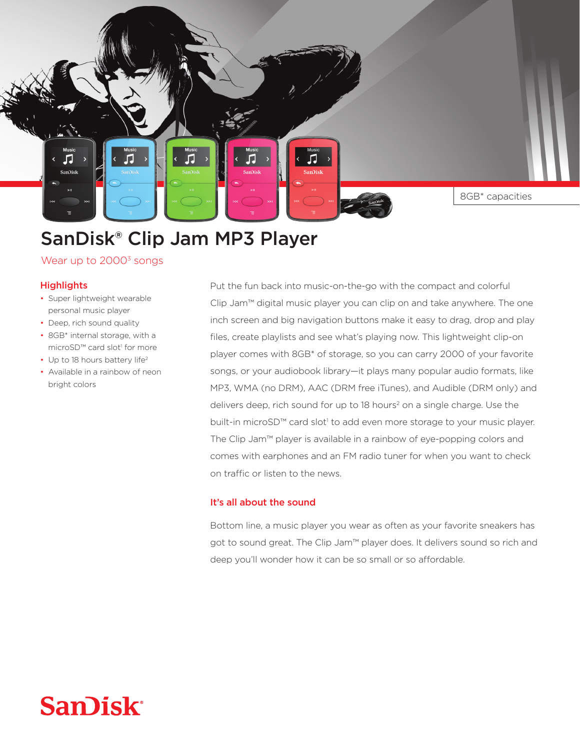8GB* capacities

# SanDisk® Clip Jam MP3 Player

Wear up to 2000[3] songs

## Highlights

- Super lightweight wearable personal music player
- Deep, rich sound quality
- 8GB* internal storage, with a microSD™ card slot[1] for more
- Up to 18 hours battery life[2]
- Available in a rainbow of neon bright colors

Put the fun back into music-on-the-go with the compact and colorful Clip Jam™ digital music player you can clip on and take anywhere. The one inch screen and big navigation buttons make it easy to drag, drop and play files, create playlists and see what's playing now. This lightweight clip-on player comes with 8GB* of storage, so you can carry 2000 of your favorite songs, or your audiobook library—it plays many popular audio formats, like MP3, WMA (no DRM), AAC (DRM free iTunes), and Audible (DRM only) and delivers deep, rich sound for up to 18 hours[2] on a single charge. Use the built-in microSD™ card slot[1] to add even more storage to your music player. The Clip Jam™ player is available in a rainbow of eye-popping colors and comes with earphones and an FM radio tuner for when you want to check on traffic or listen to the news.

## It's all about the sound

Bottom line, a music player you wear as often as your favorite sneakers has got to sound great. The Clip Jam™ player does. It delivers sound so rich and deep you'll wonder how it can be so small or so affordable.

SanDisk®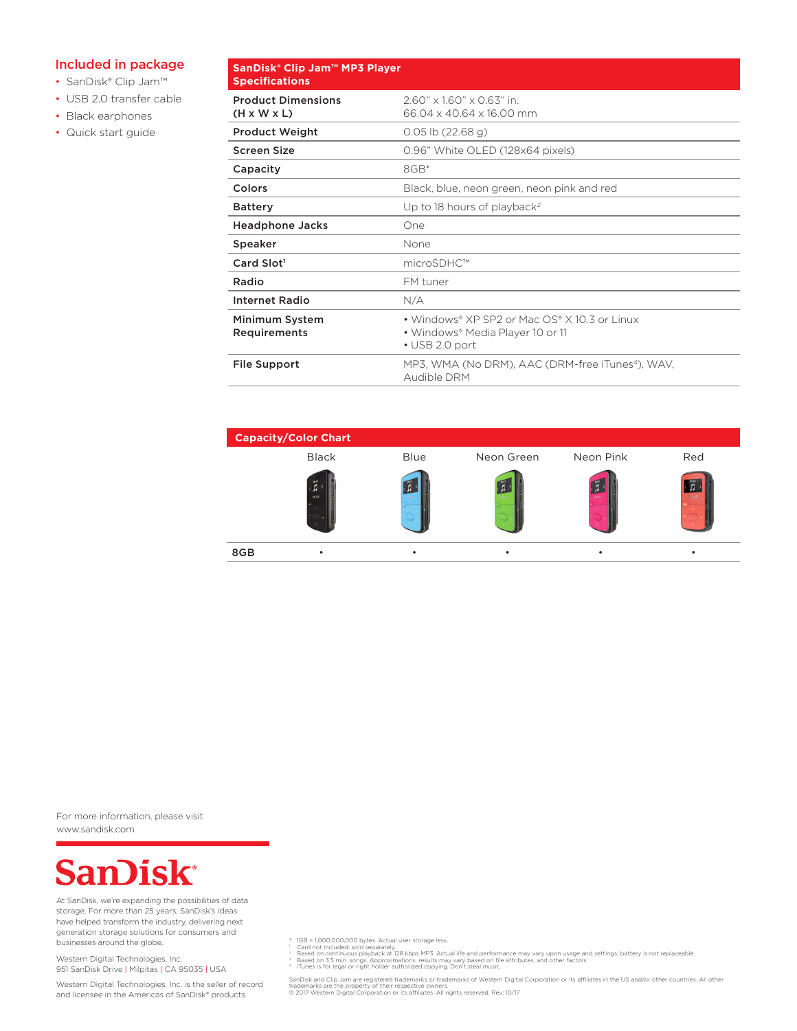## Included in package

- SanDisk® Clip Jam™
- USB 2.0 transfer cable
- Black earphones
- Quick start guide

| SanDisk® Clip Jam™ MP3 Player Specifications | |
|---|---|
| Product Dimensions (H x W x L) | 2.60" x 1.60" x 0.63" in. 66.04 x 40.64 x 16.00 mm |
| Product Weight | 0.05 lb (22.68 g) |
| Screen Size | 0.96" White OLED (128x64 pixels) |
| Capacity | 8GB* |
| Colors | Black, blue, neon green, neon pink and red |
| Battery | Up to 18 hours of playback[2] |
| Headphone Jacks | One |
| Speaker | None |
| Card Slot[1] | microSDHC™ |
| Radio | FM tuner |
| Internet Radio | N/A |
| Minimum System Requirements | • Windows® XP SP2 or Mac OS® X 10.3 or Linux<br>• Windows® Media Player 10 or 11<br>• USB 2.0 port |
| File Support | MP3, WMA (No DRM), AAC (DRM-free iTunes[4]), WAV, Audible DRM |

| Capacity/Color Chart | Black | Blue | Neon Green | Neon Pink | Red |
|---|---|---|---|---|---|
| 8GB | • | • | • | • | • |

For more information, please visit www.sandisk.com

**SanDisk®**

At SanDisk, we're expanding the possibilities of data storage. For more than 25 years, SanDisk's ideas have helped transform the industry, delivering next generation storage solutions for consumers and businesses around the globe.

Western Digital Technologies, Inc.
951 SanDisk Drive | Milpitas | CA 95035 | USA

Western Digital Technologies, Inc. is the seller of record and licensee in the Americas of SanDisk® products.

* 1GB = 1,000,000,000 bytes. Actual user storage less.
[1] Card not included; sold separately.
[2] Based on continuous playback at 128 kbps MP3. Actual life and performance may vary upon usage and settings; battery is not replaceable.
[3] Based on 3.5 min. songs. Approximations; results may vary based on file attributes, and other factors.
[4] iTunes is for legal or right holder authorized copying. Don't steal music.

SanDisk and Clip Jam are registered trademarks or trademarks of Western Digital Corporation or its affiliates in the US and/or other countries. All other trademarks are the property of their respective owners.
© 2017 Western Digital Corporation or its affiliates. All rights reserved. Rev: 10/17